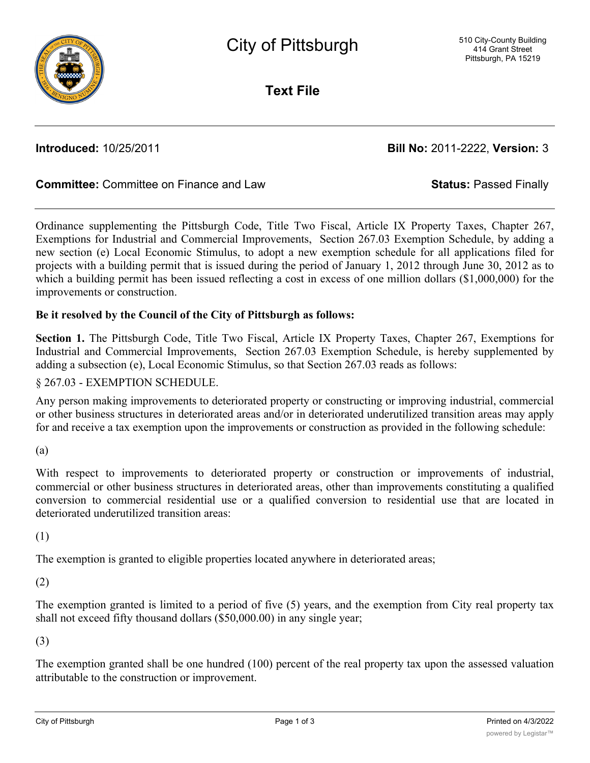# City of Pittsburgh

510 City-County Building
414 Grant Street
Pittsburgh, PA 15219

**Text File**

**Introduced:** 10/25/2011 **Bill No:** 2011-2222, **Version:** 3

**Committee:** Committee on Finance and Law **Status:** Passed Finally

Ordinance supplementing the Pittsburgh Code, Title Two Fiscal, Article IX Property Taxes, Chapter 267, Exemptions for Industrial and Commercial Improvements, Section 267.03 Exemption Schedule, by adding a new section (e) Local Economic Stimulus, to adopt a new exemption schedule for all applications filed for projects with a building permit that is issued during the period of January 1, 2012 through June 30, 2012 as to which a building permit has been issued reflecting a cost in excess of one million dollars ($1,000,000) for the improvements or construction.

**Be it resolved by the Council of the City of Pittsburgh as follows:**

**Section 1.** The Pittsburgh Code, Title Two Fiscal, Article IX Property Taxes, Chapter 267, Exemptions for Industrial and Commercial Improvements, Section 267.03 Exemption Schedule, is hereby supplemented by adding a subsection (e), Local Economic Stimulus, so that Section 267.03 reads as follows:

§ 267.03 - EXEMPTION SCHEDULE.

Any person making improvements to deteriorated property or constructing or improving industrial, commercial or other business structures in deteriorated areas and/or in deteriorated underutilized transition areas may apply for and receive a tax exemption upon the improvements or construction as provided in the following schedule:

(a)

With respect to improvements to deteriorated property or construction or improvements of industrial, commercial or other business structures in deteriorated areas, other than improvements constituting a qualified conversion to commercial residential use or a qualified conversion to residential use that are located in deteriorated underutilized transition areas:

(1)

The exemption is granted to eligible properties located anywhere in deteriorated areas;

(2)

The exemption granted is limited to a period of five (5) years, and the exemption from City real property tax shall not exceed fifty thousand dollars ($50,000.00) in any single year;

(3)

The exemption granted shall be one hundred (100) percent of the real property tax upon the assessed valuation attributable to the construction or improvement.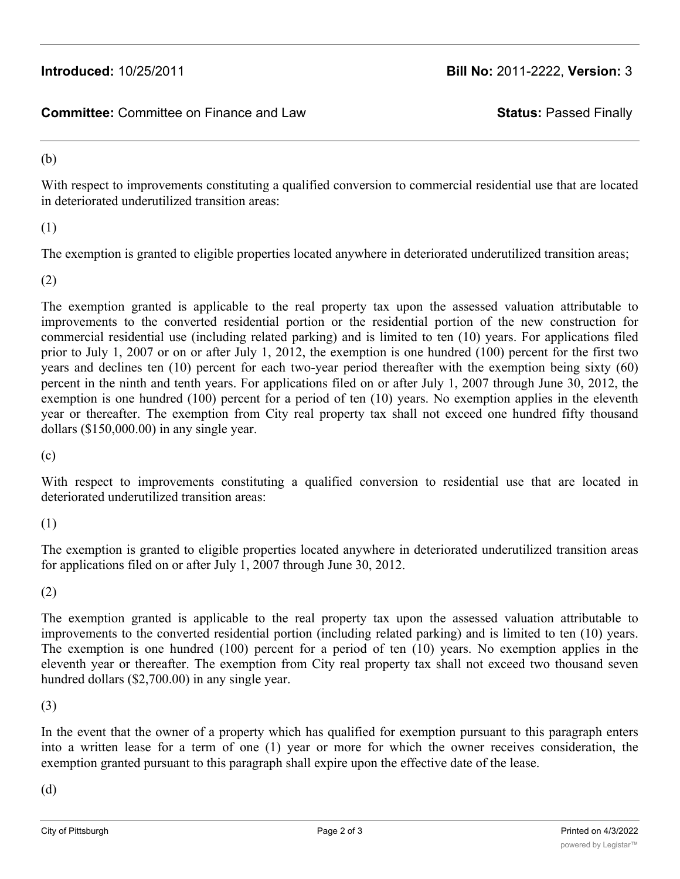(b)

With respect to improvements constituting a qualified conversion to commercial residential use that are located in deteriorated underutilized transition areas:

(1)

The exemption is granted to eligible properties located anywhere in deteriorated underutilized transition areas;

(2)

The exemption granted is applicable to the real property tax upon the assessed valuation attributable to improvements to the converted residential portion or the residential portion of the new construction for commercial residential use (including related parking) and is limited to ten (10) years. For applications filed prior to July 1, 2007 or on or after July 1, 2012, the exemption is one hundred (100) percent for the first two years and declines ten (10) percent for each two-year period thereafter with the exemption being sixty (60) percent in the ninth and tenth years. For applications filed on or after July 1, 2007 through June 30, 2012, the exemption is one hundred (100) percent for a period of ten (10) years. No exemption applies in the eleventh year or thereafter. The exemption from City real property tax shall not exceed one hundred fifty thousand dollars ($150,000.00) in any single year.

(c)

With respect to improvements constituting a qualified conversion to residential use that are located in deteriorated underutilized transition areas:

(1)

The exemption is granted to eligible properties located anywhere in deteriorated underutilized transition areas for applications filed on or after July 1, 2007 through June 30, 2012.

(2)

The exemption granted is applicable to the real property tax upon the assessed valuation attributable to improvements to the converted residential portion (including related parking) and is limited to ten (10) years. The exemption is one hundred (100) percent for a period of ten (10) years. No exemption applies in the eleventh year or thereafter. The exemption from City real property tax shall not exceed two thousand seven hundred dollars ($2,700.00) in any single year.

(3)

In the event that the owner of a property which has qualified for exemption pursuant to this paragraph enters into a written lease for a term of one (1) year or more for which the owner receives consideration, the exemption granted pursuant to this paragraph shall expire upon the effective date of the lease.

(d)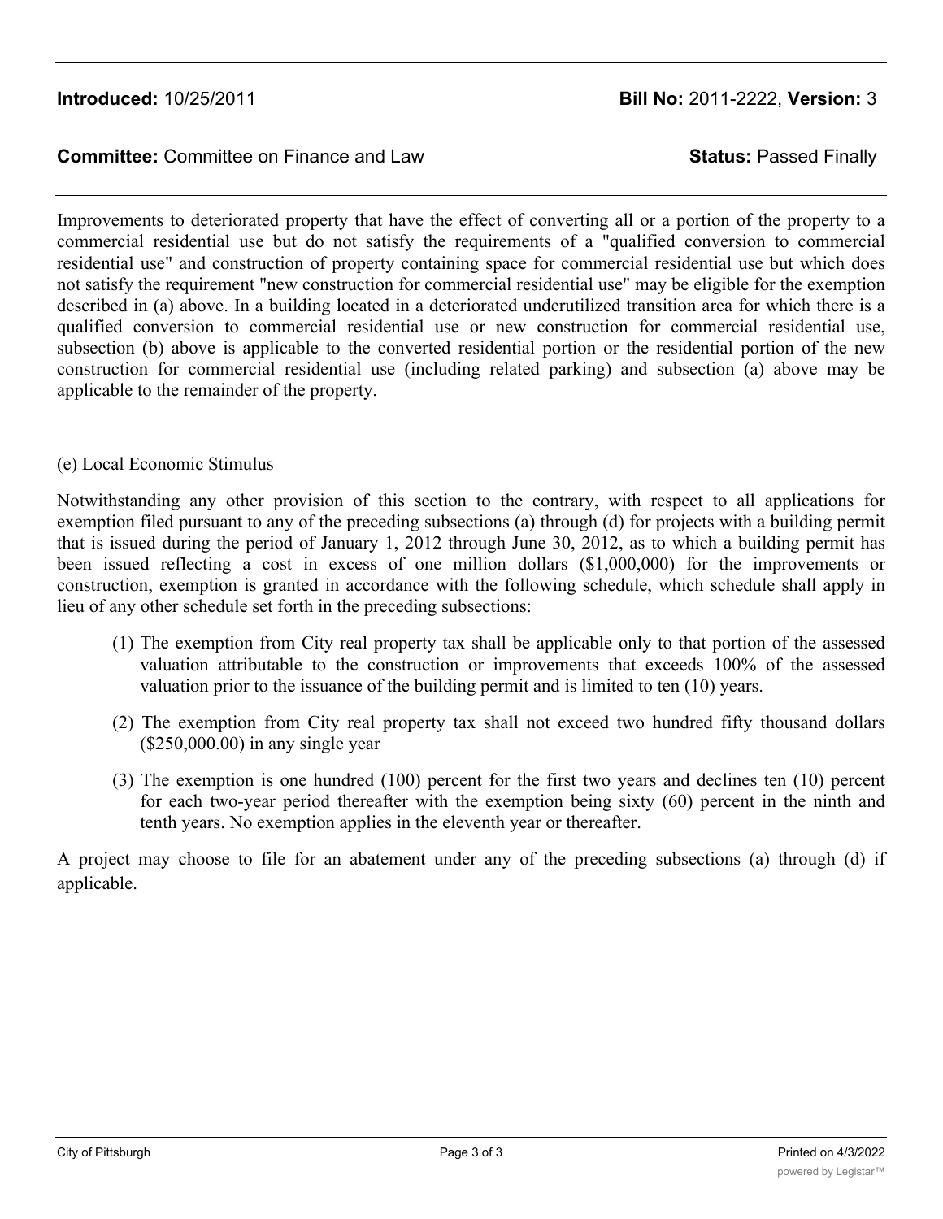**Introduced:** 10/25/2011 **Bill No:** 2011-2222, **Version:** 3

**Committee:** Committee on Finance and Law **Status:** Passed Finally

Improvements to deteriorated property that have the effect of converting all or a portion of the property to a commercial residential use but do not satisfy the requirements of a "qualified conversion to commercial residential use" and construction of property containing space for commercial residential use but which does not satisfy the requirement "new construction for commercial residential use" may be eligible for the exemption described in (a) above. In a building located in a deteriorated underutilized transition area for which there is a qualified conversion to commercial residential use or new construction for commercial residential use, subsection (b) above is applicable to the converted residential portion or the residential portion of the new construction for commercial residential use (including related parking) and subsection (a) above may be applicable to the remainder of the property.

(e) Local Economic Stimulus

Notwithstanding any other provision of this section to the contrary, with respect to all applications for exemption filed pursuant to any of the preceding subsections (a) through (d) for projects with a building permit that is issued during the period of January 1, 2012 through June 30, 2012, as to which a building permit has been issued reflecting a cost in excess of one million dollars ($1,000,000) for the improvements or construction, exemption is granted in accordance with the following schedule, which schedule shall apply in lieu of any other schedule set forth in the preceding subsections:

(1) The exemption from City real property tax shall be applicable only to that portion of the assessed valuation attributable to the construction or improvements that exceeds 100% of the assessed valuation prior to the issuance of the building permit and is limited to ten (10) years.

(2) The exemption from City real property tax shall not exceed two hundred fifty thousand dollars ($250,000.00) in any single year

(3) The exemption is one hundred (100) percent for the first two years and declines ten (10) percent for each two-year period thereafter with the exemption being sixty (60) percent in the ninth and tenth years. No exemption applies in the eleventh year or thereafter.

A project may choose to file for an abatement under any of the preceding subsections (a) through (d) if applicable.